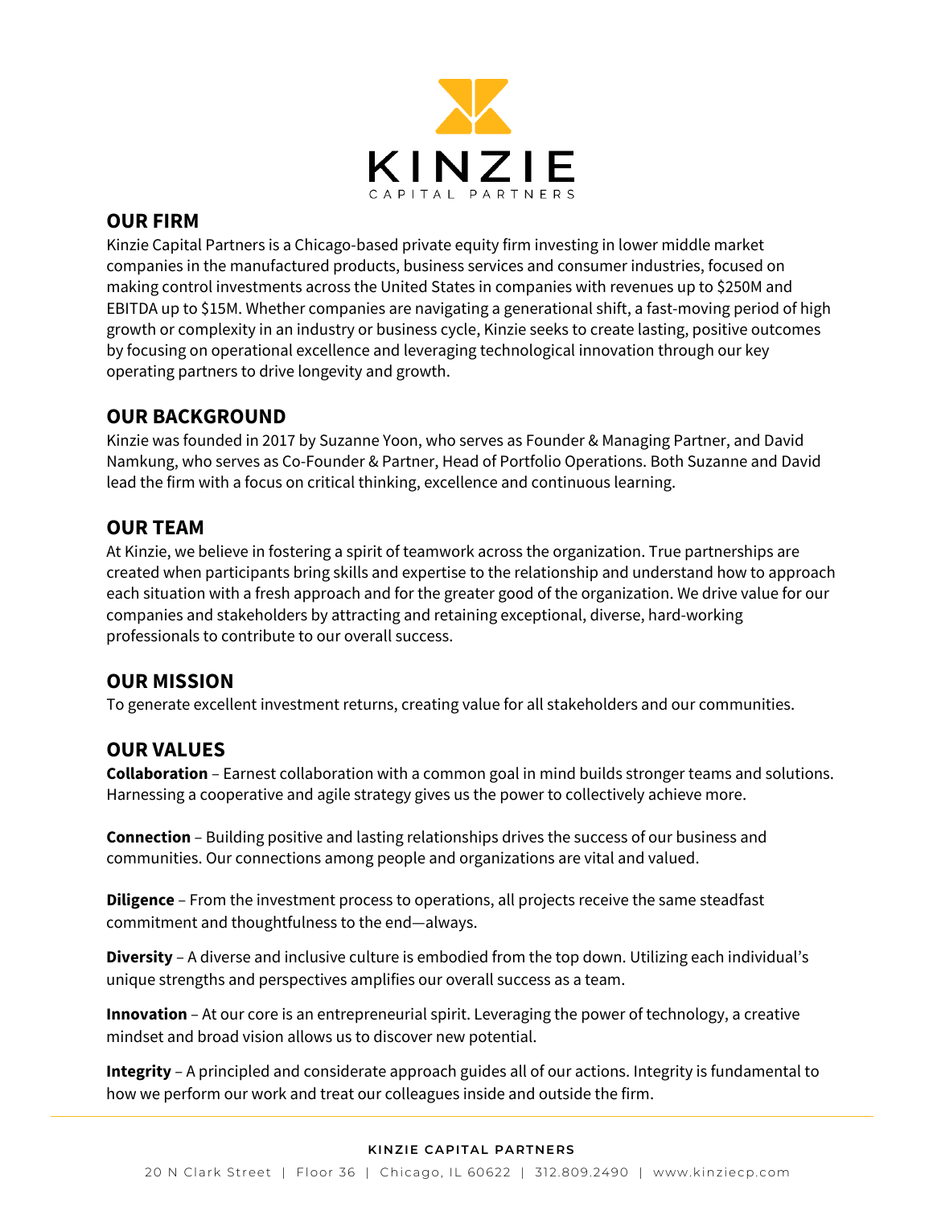# KINZIE
CAPITAL PARTNERS

## OUR FIRM

Kinzie Capital Partners is a Chicago-based private equity firm investing in lower middle market companies in the manufactured products, business services and consumer industries, focused on making control investments across the United States in companies with revenues up to $250M and EBITDA up to $15M. Whether companies are navigating a generational shift, a fast-moving period of high growth or complexity in an industry or business cycle, Kinzie seeks to create lasting, positive outcomes by focusing on operational excellence and leveraging technological innovation through our key operating partners to drive longevity and growth.

## OUR BACKGROUND

Kinzie was founded in 2017 by Suzanne Yoon, who serves as Founder & Managing Partner, and David Namkung, who serves as Co-Founder & Partner, Head of Portfolio Operations. Both Suzanne and David lead the firm with a focus on critical thinking, excellence and continuous learning.

## OUR TEAM

At Kinzie, we believe in fostering a spirit of teamwork across the organization. True partnerships are created when participants bring skills and expertise to the relationship and understand how to approach each situation with a fresh approach and for the greater good of the organization. We drive value for our companies and stakeholders by attracting and retaining exceptional, diverse, hard-working professionals to contribute to our overall success.

## OUR MISSION

To generate excellent investment returns, creating value for all stakeholders and our communities.

## OUR VALUES

**Collaboration** – Earnest collaboration with a common goal in mind builds stronger teams and solutions. Harnessing a cooperative and agile strategy gives us the power to collectively achieve more.

**Connection** – Building positive and lasting relationships drives the success of our business and communities. Our connections among people and organizations are vital and valued.

**Diligence** – From the investment process to operations, all projects receive the same steadfast commitment and thoughtfulness to the end—always.

**Diversity** – A diverse and inclusive culture is embodied from the top down. Utilizing each individual's unique strengths and perspectives amplifies our overall success as a team.

**Innovation** – At our core is an entrepreneurial spirit. Leveraging the power of technology, a creative mindset and broad vision allows us to discover new potential.

**Integrity** – A principled and considerate approach guides all of our actions. Integrity is fundamental to how we perform our work and treat our colleagues inside and outside the firm.

KINZIE CAPITAL PARTNERS

20 N Clark Street | Floor 36 | Chicago, IL 60622 | 312.809.2490 | www.kinziecp.com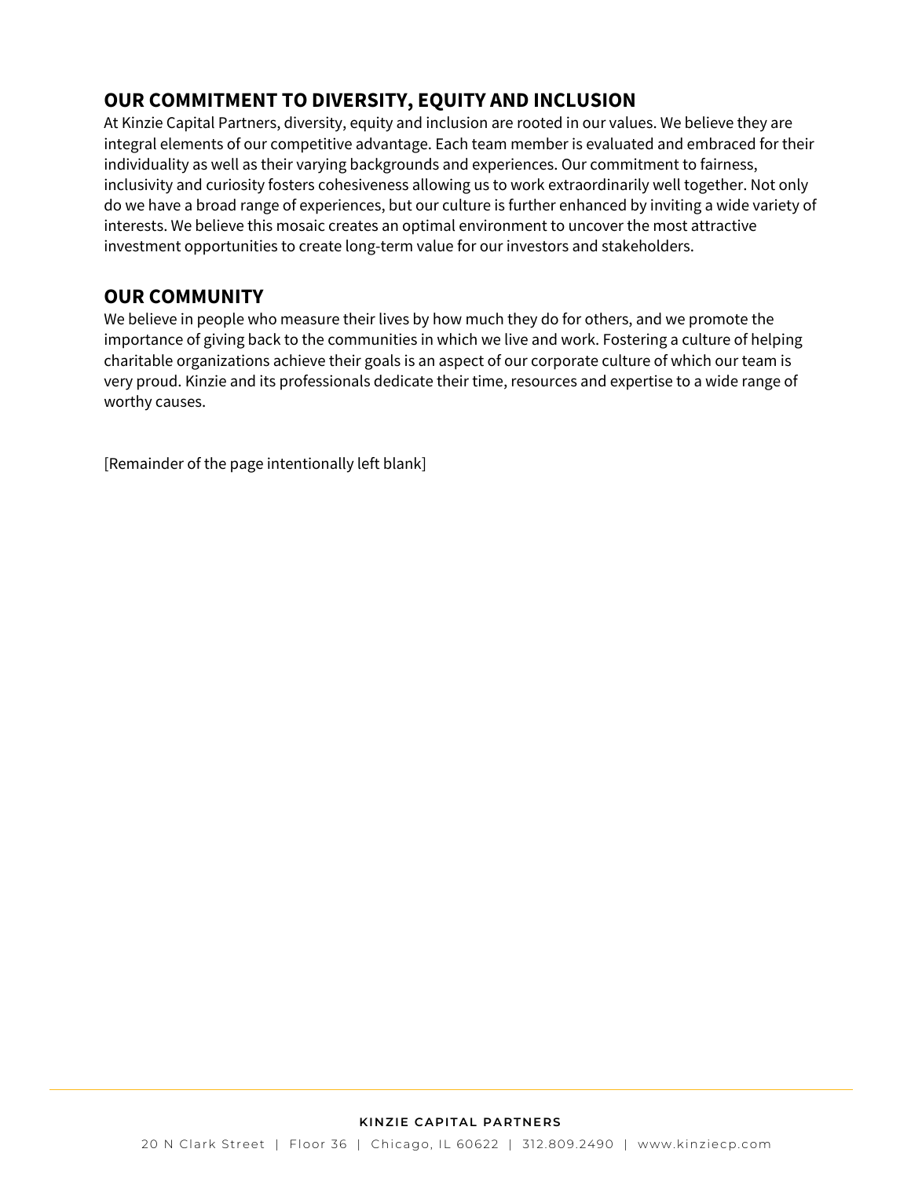## OUR COMMITMENT TO DIVERSITY, EQUITY AND INCLUSION

At Kinzie Capital Partners, diversity, equity and inclusion are rooted in our values. We believe they are integral elements of our competitive advantage. Each team member is evaluated and embraced for their individuality as well as their varying backgrounds and experiences. Our commitment to fairness, inclusivity and curiosity fosters cohesiveness allowing us to work extraordinarily well together. Not only do we have a broad range of experiences, but our culture is further enhanced by inviting a wide variety of interests. We believe this mosaic creates an optimal environment to uncover the most attractive investment opportunities to create long-term value for our investors and stakeholders.

## OUR COMMUNITY

We believe in people who measure their lives by how much they do for others, and we promote the importance of giving back to the communities in which we live and work. Fostering a culture of helping charitable organizations achieve their goals is an aspect of our corporate culture of which our team is very proud. Kinzie and its professionals dedicate their time, resources and expertise to a wide range of worthy causes.

[Remainder of the page intentionally left blank]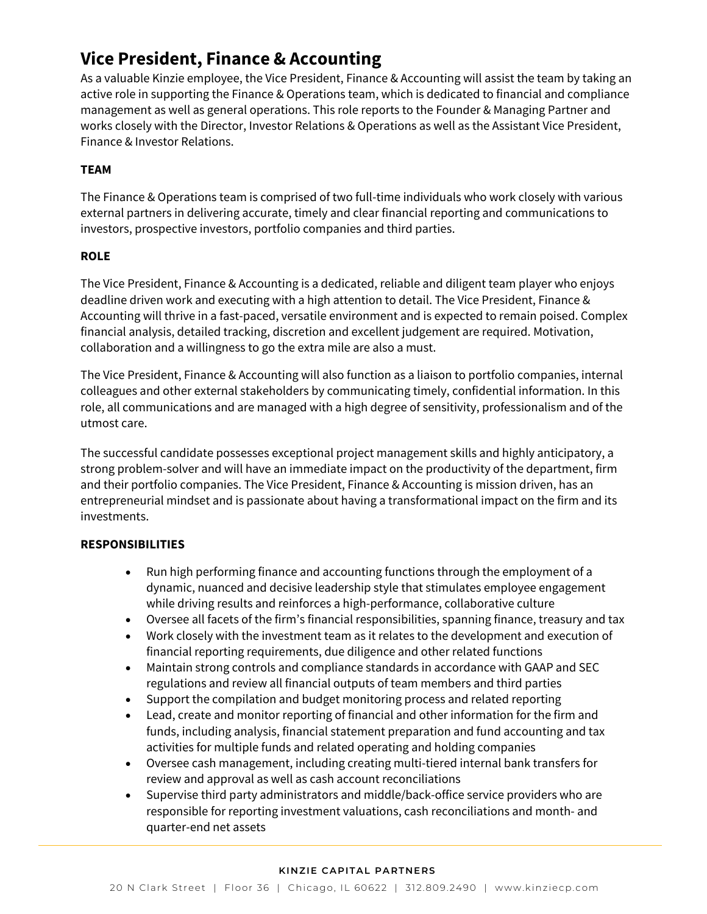# Vice President, Finance & Accounting

As a valuable Kinzie employee, the Vice President, Finance & Accounting will assist the team by taking an active role in supporting the Finance & Operations team, which is dedicated to financial and compliance management as well as general operations. This role reports to the Founder & Managing Partner and works closely with the Director, Investor Relations & Operations as well as the Assistant Vice President, Finance & Investor Relations.

**TEAM**

The Finance & Operations team is comprised of two full-time individuals who work closely with various external partners in delivering accurate, timely and clear financial reporting and communications to investors, prospective investors, portfolio companies and third parties.

**ROLE**

The Vice President, Finance & Accounting is a dedicated, reliable and diligent team player who enjoys deadline driven work and executing with a high attention to detail. The Vice President, Finance & Accounting will thrive in a fast-paced, versatile environment and is expected to remain poised. Complex financial analysis, detailed tracking, discretion and excellent judgement are required. Motivation, collaboration and a willingness to go the extra mile are also a must.

The Vice President, Finance & Accounting will also function as a liaison to portfolio companies, internal colleagues and other external stakeholders by communicating timely, confidential information. In this role, all communications and are managed with a high degree of sensitivity, professionalism and of the utmost care.

The successful candidate possesses exceptional project management skills and highly anticipatory, a strong problem-solver and will have an immediate impact on the productivity of the department, firm and their portfolio companies. The Vice President, Finance & Accounting is mission driven, has an entrepreneurial mindset and is passionate about having a transformational impact on the firm and its investments.

**RESPONSIBILITIES**

- Run high performing finance and accounting functions through the employment of a dynamic, nuanced and decisive leadership style that stimulates employee engagement while driving results and reinforces a high-performance, collaborative culture
- Oversee all facets of the firm's financial responsibilities, spanning finance, treasury and tax
- Work closely with the investment team as it relates to the development and execution of financial reporting requirements, due diligence and other related functions
- Maintain strong controls and compliance standards in accordance with GAAP and SEC regulations and review all financial outputs of team members and third parties
- Support the compilation and budget monitoring process and related reporting
- Lead, create and monitor reporting of financial and other information for the firm and funds, including analysis, financial statement preparation and fund accounting and tax activities for multiple funds and related operating and holding companies
- Oversee cash management, including creating multi-tiered internal bank transfers for review and approval as well as cash account reconciliations
- Supervise third party administrators and middle/back-office service providers who are responsible for reporting investment valuations, cash reconciliations and month- and quarter-end net assets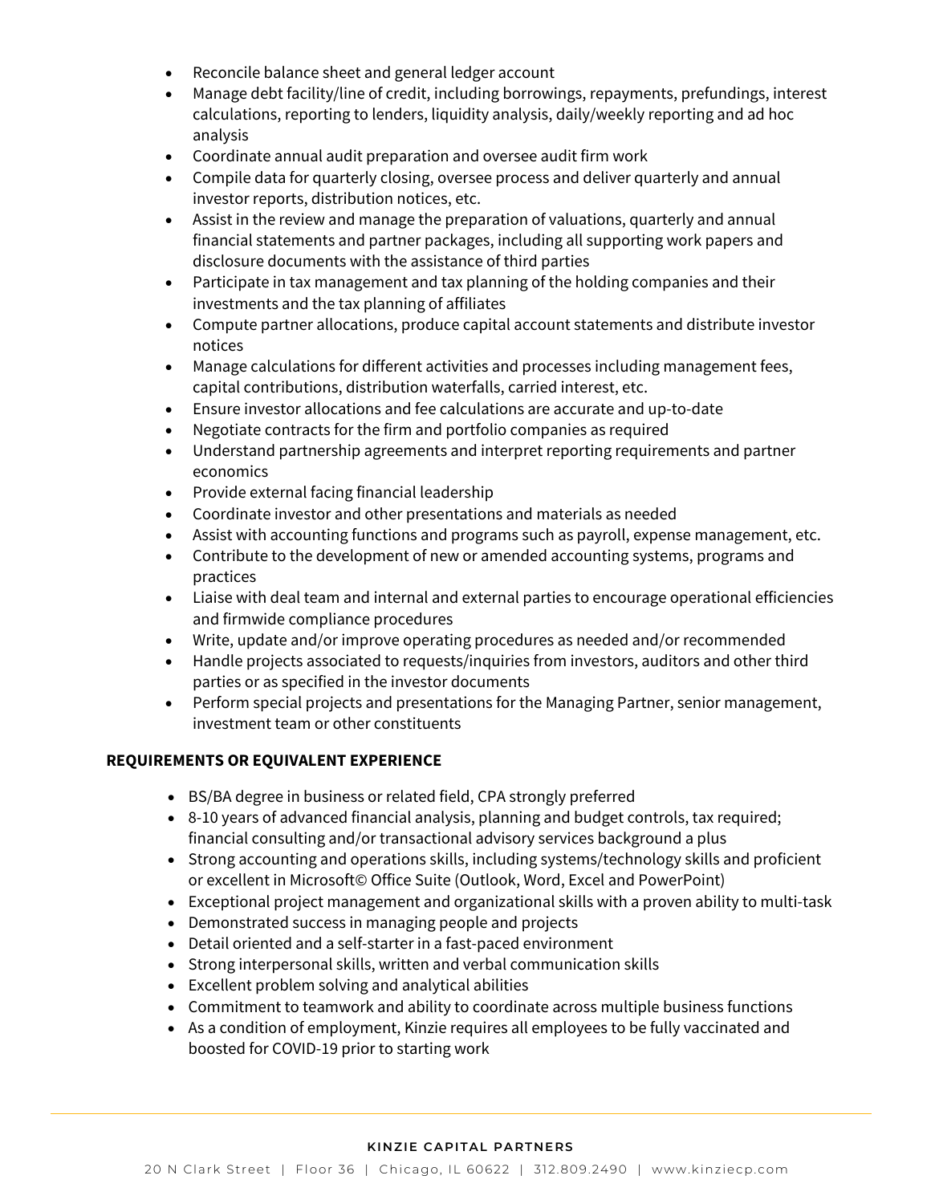- Reconcile balance sheet and general ledger account
- Manage debt facility/line of credit, including borrowings, repayments, prefundings, interest calculations, reporting to lenders, liquidity analysis, daily/weekly reporting and ad hoc analysis
- Coordinate annual audit preparation and oversee audit firm work
- Compile data for quarterly closing, oversee process and deliver quarterly and annual investor reports, distribution notices, etc.
- Assist in the review and manage the preparation of valuations, quarterly and annual financial statements and partner packages, including all supporting work papers and disclosure documents with the assistance of third parties
- Participate in tax management and tax planning of the holding companies and their investments and the tax planning of affiliates
- Compute partner allocations, produce capital account statements and distribute investor notices
- Manage calculations for different activities and processes including management fees, capital contributions, distribution waterfalls, carried interest, etc.
- Ensure investor allocations and fee calculations are accurate and up-to-date
- Negotiate contracts for the firm and portfolio companies as required
- Understand partnership agreements and interpret reporting requirements and partner economics
- Provide external facing financial leadership
- Coordinate investor and other presentations and materials as needed
- Assist with accounting functions and programs such as payroll, expense management, etc.
- Contribute to the development of new or amended accounting systems, programs and practices
- Liaise with deal team and internal and external parties to encourage operational efficiencies and firmwide compliance procedures
- Write, update and/or improve operating procedures as needed and/or recommended
- Handle projects associated to requests/inquiries from investors, auditors and other third parties or as specified in the investor documents
- Perform special projects and presentations for the Managing Partner, senior management, investment team or other constituents

**REQUIREMENTS OR EQUIVALENT EXPERIENCE**

- BS/BA degree in business or related field, CPA strongly preferred
- 8-10 years of advanced financial analysis, planning and budget controls, tax required; financial consulting and/or transactional advisory services background a plus
- Strong accounting and operations skills, including systems/technology skills and proficient or excellent in Microsoft© Office Suite (Outlook, Word, Excel and PowerPoint)
- Exceptional project management and organizational skills with a proven ability to multi-task
- Demonstrated success in managing people and projects
- Detail oriented and a self-starter in a fast-paced environment
- Strong interpersonal skills, written and verbal communication skills
- Excellent problem solving and analytical abilities
- Commitment to teamwork and ability to coordinate across multiple business functions
- As a condition of employment, Kinzie requires all employees to be fully vaccinated and boosted for COVID-19 prior to starting work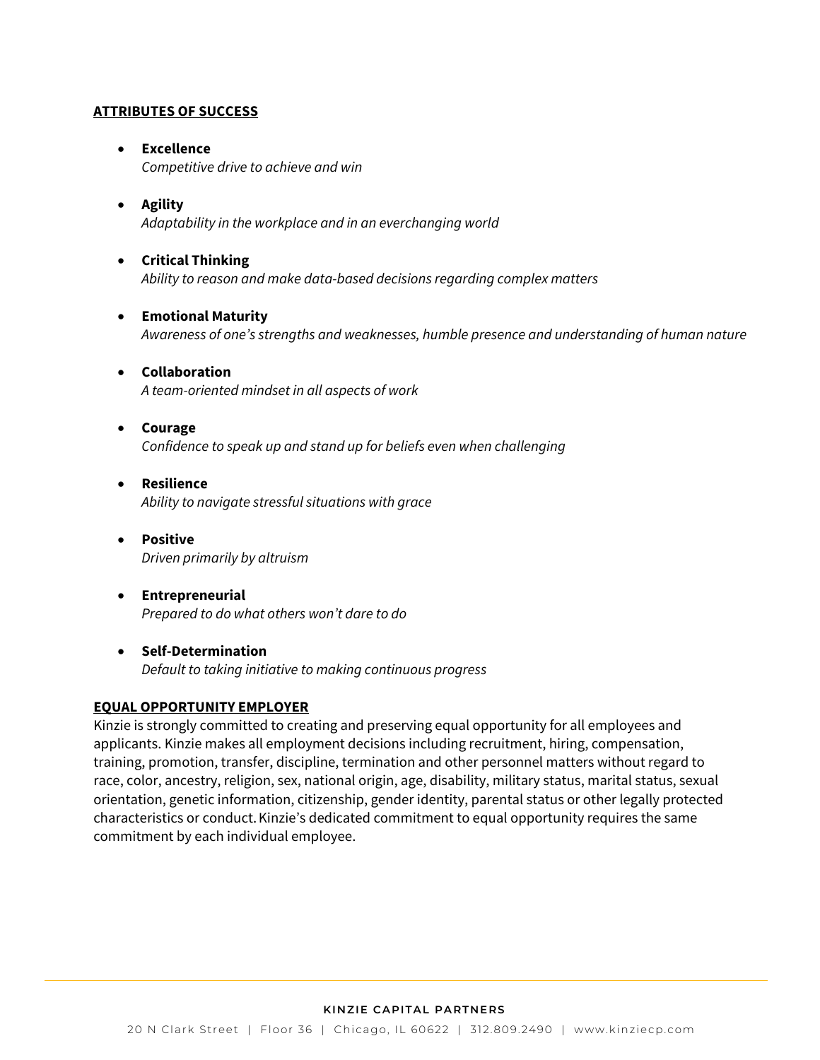## ATTRIBUTES OF SUCCESS

- **Excellence**
  *Competitive drive to achieve and win*

- **Agility**
  *Adaptability in the workplace and in an everchanging world*

- **Critical Thinking**
  *Ability to reason and make data-based decisions regarding complex matters*

- **Emotional Maturity**
  *Awareness of one's strengths and weaknesses, humble presence and understanding of human nature*

- **Collaboration**
  *A team-oriented mindset in all aspects of work*

- **Courage**
  *Confidence to speak up and stand up for beliefs even when challenging*

- **Resilience**
  *Ability to navigate stressful situations with grace*

- **Positive**
  *Driven primarily by altruism*

- **Entrepreneurial**
  *Prepared to do what others won't dare to do*

- **Self-Determination**
  *Default to taking initiative to making continuous progress*

## EQUAL OPPORTUNITY EMPLOYER

Kinzie is strongly committed to creating and preserving equal opportunity for all employees and applicants. Kinzie makes all employment decisions including recruitment, hiring, compensation, training, promotion, transfer, discipline, termination and other personnel matters without regard to race, color, ancestry, religion, sex, national origin, age, disability, military status, marital status, sexual orientation, genetic information, citizenship, gender identity, parental status or other legally protected characteristics or conduct. Kinzie's dedicated commitment to equal opportunity requires the same commitment by each individual employee.